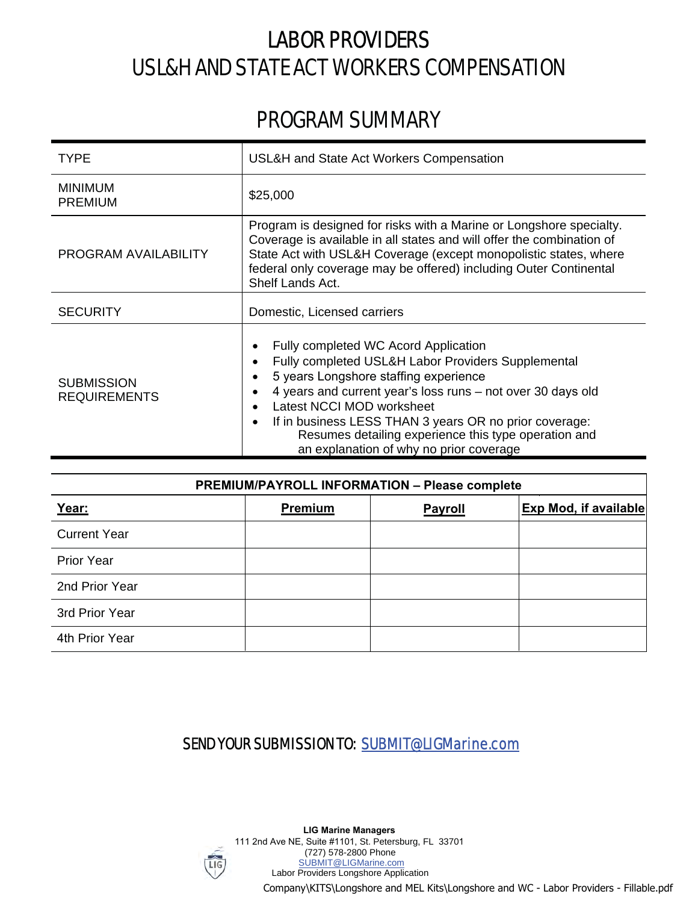# LABOR PROVIDERS
# USL&H AND STATE ACT WORKERS COMPENSATION

## PROGRAM SUMMARY

| | |
|---|---|
| TYPE | USL&H and State Act Workers Compensation |
| MINIMUM PREMIUM | $25,000 |
| PROGRAM AVAILABILITY | Program is designed for risks with a Marine or Longshore specialty. Coverage is available in all states and will offer the combination of State Act with USL&H Coverage (except monopolistic states, where federal only coverage may be offered) including Outer Continental Shelf Lands Act. |
| SECURITY | Domestic, Licensed carriers |
| SUBMISSION REQUIREMENTS | • Fully completed WC Acord Application<br>• Fully completed USL&H Labor Providers Supplemental<br>• 5 years Longshore staffing experience<br>• 4 years and current year's loss runs – not over 30 days old<br>• Latest NCCI MOD worksheet<br>• If in business LESS THAN 3 years OR no prior coverage: Resumes detailing experience this type operation and an explanation of why no prior coverage |

**PREMIUM/PAYROLL INFORMATION – Please complete**

| **Year:** | **Premium** | **Payroll** | **Exp Mod, if available** |
|---|---|---|---|
| Current Year | | | |
| Prior Year | | | |
| 2nd Prior Year | | | |
| 3rd Prior Year | | | |
| 4th Prior Year | | | |

SEND YOUR SUBMISSION TO: SUBMIT@LIGMarine.com

**LIG Marine Managers**
111 2nd Ave NE, Suite #1101, St. Petersburg, FL 33701
(727) 578-2800 Phone
SUBMIT@LIGMarine.com
Labor Providers Longshore Application

Company\KITS\Longshore and MEL Kits\Longshore and WC - Labor Providers - Fillable.pdf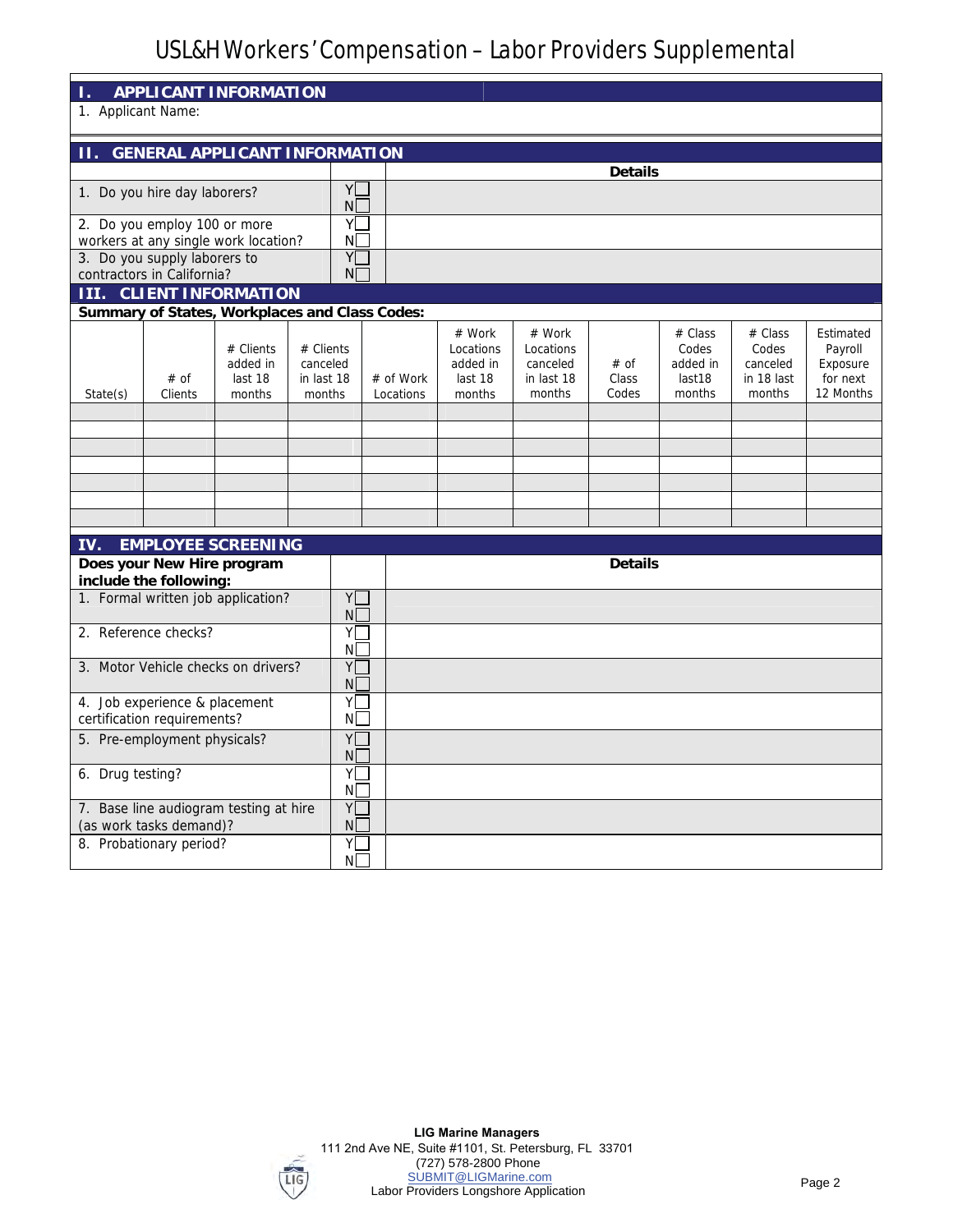# USL&H Workers' Compensation – Labor Providers Supplemental

## I. APPLICANT INFORMATION

1. Applicant Name:

## II. GENERAL APPLICANT INFORMATION

| | | Details |
|---|---|---|
| 1. Do you hire day laborers? | Y☐ N☐ | |
| 2. Do you employ 100 or more workers at any single work location? | Y☐ N☐ | |
| 3. Do you supply laborers to contractors in California? | Y☐ N☐ | |

## III. CLIENT INFORMATION

**Summary of States, Workplaces and Class Codes:**

| State(s) | # of Clients | # Clients added in last 18 months | # Clients canceled in last 18 months | # of Work Locations | # Work Locations added in last 18 months | # Work Locations canceled in last 18 months | # of Class Codes | # Class Codes added in last18 months | # Class Codes canceled in 18 last months | Estimated Payroll Exposure for next 12 Months |
|---|---|---|---|---|---|---|---|---|---|---|
| | | | | | | | | | | |
| | | | | | | | | | | |
| | | | | | | | | | | |
| | | | | | | | | | | |
| | | | | | | | | | | |
| | | | | | | | | | | |
| | | | | | | | | | | |

## IV. EMPLOYEE SCREENING

| **Does your New Hire program include the following:** | | **Details** |
|---|---|---|
| 1. Formal written job application? | Y☐ N☐ | |
| 2. Reference checks? | Y☐ N☐ | |
| 3. Motor Vehicle checks on drivers? | Y☐ N☐ | |
| 4. Job experience & placement certification requirements? | Y☐ N☐ | |
| 5. Pre-employment physicals? | Y☐ N☐ | |
| 6. Drug testing? | Y☐ N☐ | |
| 7. Base line audiogram testing at hire (as work tasks demand)? | Y☐ N☐ | |
| 8. Probationary period? | Y☐ N☐ | |

**LIG Marine Managers**
111 2nd Ave NE, Suite #1101, St. Petersburg, FL 33701
(727) 578-2800 Phone
SUBMIT@LIGMarine.com
Labor Providers Longshore Application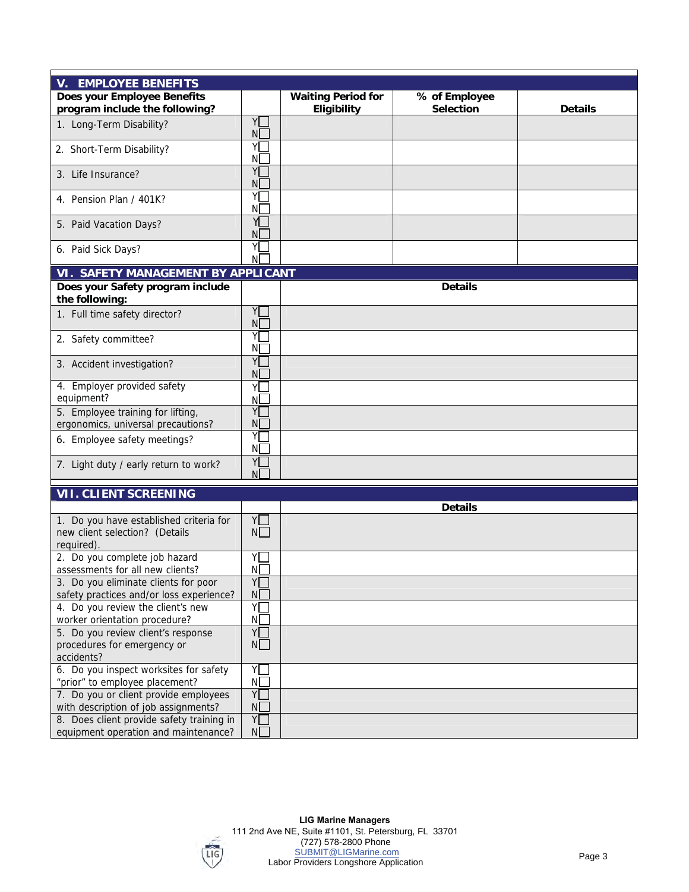## V. EMPLOYEE BENEFITS

| Does your Employee Benefits program include the following? | | Waiting Period for Eligibility | % of Employee Selection | Details |
|---|---|---|---|---|
| 1. Long-Term Disability? | Y☐ N☐ | | | |
| 2. Short-Term Disability? | Y☐ N☐ | | | |
| 3. Life Insurance? | Y☐ N☐ | | | |
| 4. Pension Plan / 401K? | Y☐ N☐ | | | |
| 5. Paid Vacation Days? | Y☐ N☐ | | | |
| 6. Paid Sick Days? | Y☐ N☐ | | | |

## VI. SAFETY MANAGEMENT BY APPLICANT

| Does your Safety program include the following: | | Details |
|---|---|---|
| 1. Full time safety director? | Y☐ N☐ | |
| 2. Safety committee? | Y☐ N☐ | |
| 3. Accident investigation? | Y☐ N☐ | |
| 4. Employer provided safety equipment? | Y☐ N☐ | |
| 5. Employee training for lifting, ergonomics, universal precautions? | Y☐ N☐ | |
| 6. Employee safety meetings? | Y☐ N☐ | |
| 7. Light duty / early return to work? | Y☐ N☐ | |

## VII. CLIENT SCREENING

| | | Details |
|---|---|---|
| 1. Do you have established criteria for new client selection? (Details required). | Y☐ N☐ | |
| 2. Do you complete job hazard assessments for all new clients? | Y☐ N☐ | |
| 3. Do you eliminate clients for poor safety practices and/or loss experience? | Y☐ N☐ | |
| 4. Do you review the client's new worker orientation procedure? | Y☐ N☐ | |
| 5. Do you review client's response procedures for emergency or accidents? | Y☐ N☐ | |
| 6. Do you inspect worksites for safety "prior" to employee placement? | Y☐ N☐ | |
| 7. Do you or client provide employees with description of job assignments? | Y☐ N☐ | |
| 8. Does client provide safety training in equipment operation and maintenance? | Y☐ N☐ | |

**LIG Marine Managers**
111 2nd Ave NE, Suite #1101, St. Petersburg, FL 33701
(727) 578-2800 Phone
SUBMIT@LIGMarine.com
Labor Providers Longshore Application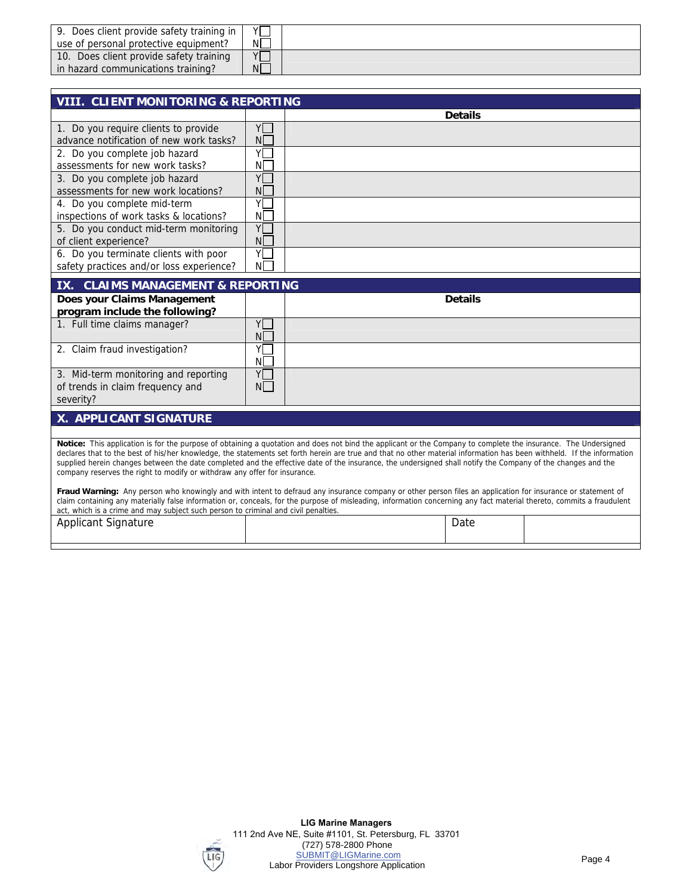| | | |
|---|---|---|
| 9. Does client provide safety training in use of personal protective equipment? | Y☐ N☐ | |
| 10. Does client provide safety training in hazard communications training? | Y☐ N☐ | |

## VIII. CLIENT MONITORING & REPORTING

| | | Details |
|---|---|---|
| 1. Do you require clients to provide advance notification of new work tasks? | Y☐ N☐ | |
| 2. Do you complete job hazard assessments for new work tasks? | Y☐ N☐ | |
| 3. Do you complete job hazard assessments for new work locations? | Y☐ N☐ | |
| 4. Do you complete mid-term inspections of work tasks & locations? | Y☐ N☐ | |
| 5. Do you conduct mid-term monitoring of client experience? | Y☐ N☐ | |
| 6. Do you terminate clients with poor safety practices and/or loss experience? | Y☐ N☐ | |

## IX. CLAIMS MANAGEMENT & REPORTING

| **Does your Claims Management program include the following?** | | **Details** |
|---|---|---|
| 1. Full time claims manager? | Y☐ N☐ | |
| 2. Claim fraud investigation? | Y☐ N☐ | |
| 3. Mid-term monitoring and reporting of trends in claim frequency and severity? | Y☐ N☐ | |

## X. APPLICANT SIGNATURE

**Notice:** This application is for the purpose of obtaining a quotation and does not bind the applicant or the Company to complete the insurance. The Undersigned declares that to the best of his/her knowledge, the statements set forth herein are true and that no other material information has been withheld. If the information supplied herein changes between the date completed and the effective date of the insurance, the undersigned shall notify the Company of the changes and the company reserves the right to modify or withdraw any offer for insurance.

**Fraud Warning:** Any person who knowingly and with intent to defraud any insurance company or other person files an application for insurance or statement of claim containing any materially false information or, conceals, for the purpose of misleading, information concerning any fact material thereto, commits a fraudulent act, which is a crime and may subject such person to criminal and civil penalties.

| | | | |
|---|---|---|---|
| Applicant Signature | | Date | |

**LIG Marine Managers**
111 2nd Ave NE, Suite #1101, St. Petersburg, FL 33701
(727) 578-2800 Phone
SUBMIT@LIGMarine.com
Labor Providers Longshore Application